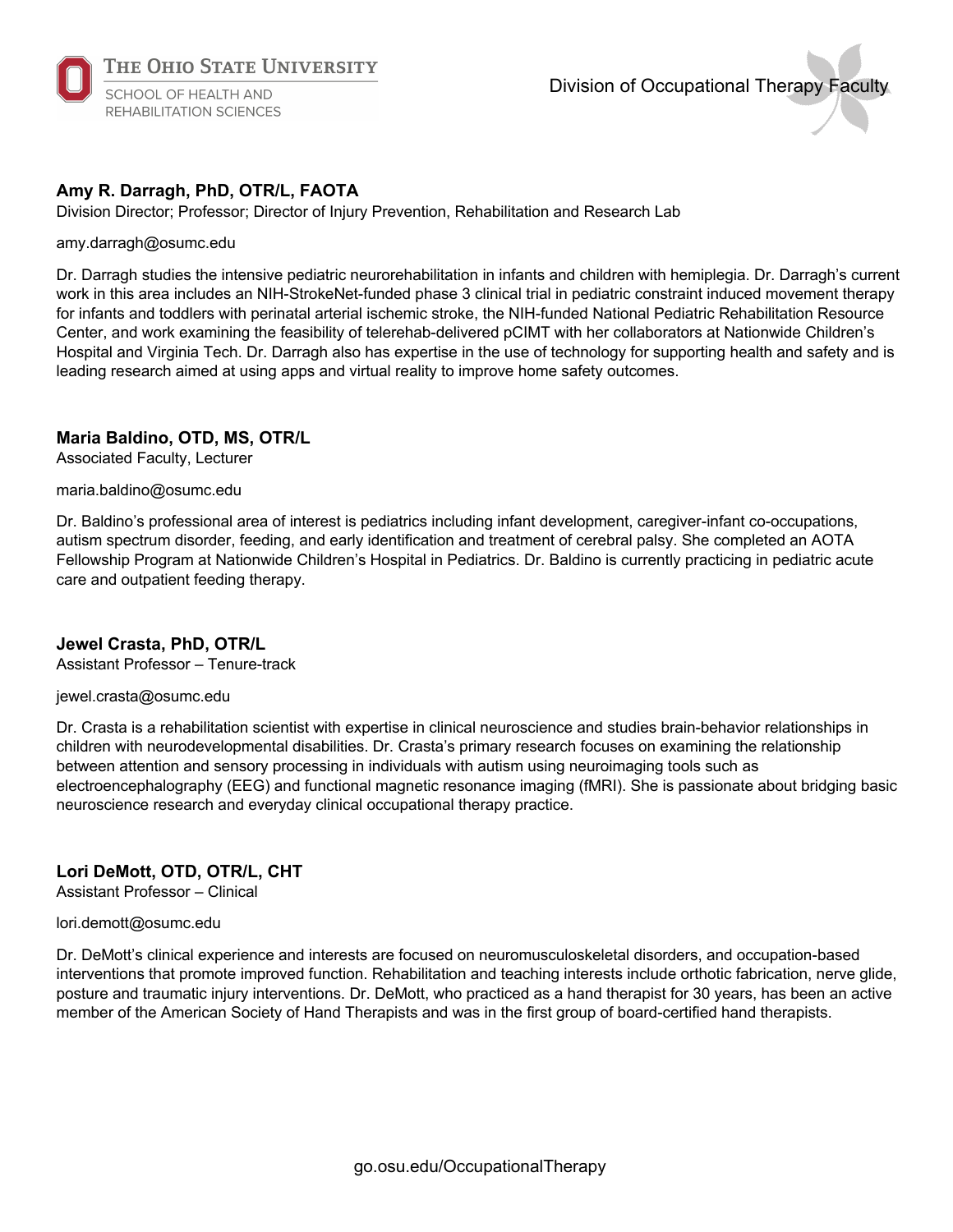THE OHIO STATE UNIVERSITY
SCHOOL OF HEALTH AND REHABILITATION SCIENCES

# Division of Occupational Therapy Faculty

### Amy R. Darragh, PhD, OTR/L, FAOTA

Division Director; Professor; Director of Injury Prevention, Rehabilitation and Research Lab

amy.darragh@osumc.edu

Dr. Darragh studies the intensive pediatric neurorehabilitation in infants and children with hemiplegia. Dr. Darragh's current work in this area includes an NIH-StrokeNet-funded phase 3 clinical trial in pediatric constraint induced movement therapy for infants and toddlers with perinatal arterial ischemic stroke, the NIH-funded National Pediatric Rehabilitation Resource Center, and work examining the feasibility of telerehab-delivered pCIMT with her collaborators at Nationwide Children's Hospital and Virginia Tech. Dr. Darragh also has expertise in the use of technology for supporting health and safety and is leading research aimed at using apps and virtual reality to improve home safety outcomes.

### Maria Baldino, OTD, MS, OTR/L

Associated Faculty, Lecturer

maria.baldino@osumc.edu

Dr. Baldino's professional area of interest is pediatrics including infant development, caregiver-infant co-occupations, autism spectrum disorder, feeding, and early identification and treatment of cerebral palsy. She completed an AOTA Fellowship Program at Nationwide Children's Hospital in Pediatrics. Dr. Baldino is currently practicing in pediatric acute care and outpatient feeding therapy.

### Jewel Crasta, PhD, OTR/L

Assistant Professor – Tenure-track

jewel.crasta@osumc.edu

Dr. Crasta is a rehabilitation scientist with expertise in clinical neuroscience and studies brain-behavior relationships in children with neurodevelopmental disabilities. Dr. Crasta's primary research focuses on examining the relationship between attention and sensory processing in individuals with autism using neuroimaging tools such as electroencephalography (EEG) and functional magnetic resonance imaging (fMRI). She is passionate about bridging basic neuroscience research and everyday clinical occupational therapy practice.

### Lori DeMott, OTD, OTR/L, CHT

Assistant Professor – Clinical

lori.demott@osumc.edu

Dr. DeMott's clinical experience and interests are focused on neuromusculoskeletal disorders, and occupation-based interventions that promote improved function. Rehabilitation and teaching interests include orthotic fabrication, nerve glide, posture and traumatic injury interventions. Dr. DeMott, who practiced as a hand therapist for 30 years, has been an active member of the American Society of Hand Therapists and was in the first group of board-certified hand therapists.

go.osu.edu/OccupationalTherapy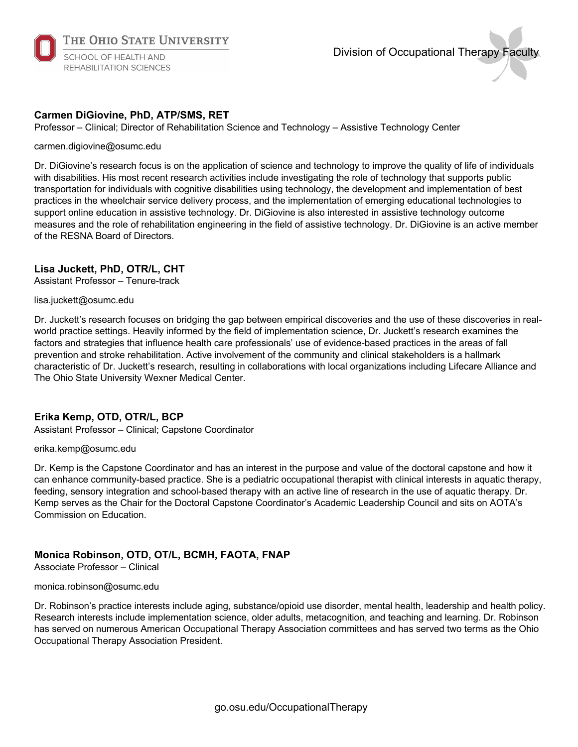### Carmen DiGiovine, PhD, ATP/SMS, RET

Professor – Clinical; Director of Rehabilitation Science and Technology – Assistive Technology Center

carmen.digiovine@osumc.edu

Dr. DiGiovine's research focus is on the application of science and technology to improve the quality of life of individuals with disabilities. His most recent research activities include investigating the role of technology that supports public transportation for individuals with cognitive disabilities using technology, the development and implementation of best practices in the wheelchair service delivery process, and the implementation of emerging educational technologies to support online education in assistive technology. Dr. DiGiovine is also interested in assistive technology outcome measures and the role of rehabilitation engineering in the field of assistive technology. Dr. DiGiovine is an active member of the RESNA Board of Directors.

### Lisa Juckett, PhD, OTR/L, CHT

Assistant Professor – Tenure-track

lisa.juckett@osumc.edu

Dr. Juckett's research focuses on bridging the gap between empirical discoveries and the use of these discoveries in real-world practice settings. Heavily informed by the field of implementation science, Dr. Juckett's research examines the factors and strategies that influence health care professionals' use of evidence-based practices in the areas of fall prevention and stroke rehabilitation. Active involvement of the community and clinical stakeholders is a hallmark characteristic of Dr. Juckett's research, resulting in collaborations with local organizations including Lifecare Alliance and The Ohio State University Wexner Medical Center.

### Erika Kemp, OTD, OTR/L, BCP

Assistant Professor – Clinical; Capstone Coordinator

erika.kemp@osumc.edu

Dr. Kemp is the Capstone Coordinator and has an interest in the purpose and value of the doctoral capstone and how it can enhance community-based practice. She is a pediatric occupational therapist with clinical interests in aquatic therapy, feeding, sensory integration and school-based therapy with an active line of research in the use of aquatic therapy. Dr. Kemp serves as the Chair for the Doctoral Capstone Coordinator's Academic Leadership Council and sits on AOTA's Commission on Education.

### Monica Robinson, OTD, OT/L, BCMH, FAOTA, FNAP

Associate Professor – Clinical

monica.robinson@osumc.edu

Dr. Robinson's practice interests include aging, substance/opioid use disorder, mental health, leadership and health policy. Research interests include implementation science, older adults, metacognition, and teaching and learning. Dr. Robinson has served on numerous American Occupational Therapy Association committees and has served two terms as the Ohio Occupational Therapy Association President.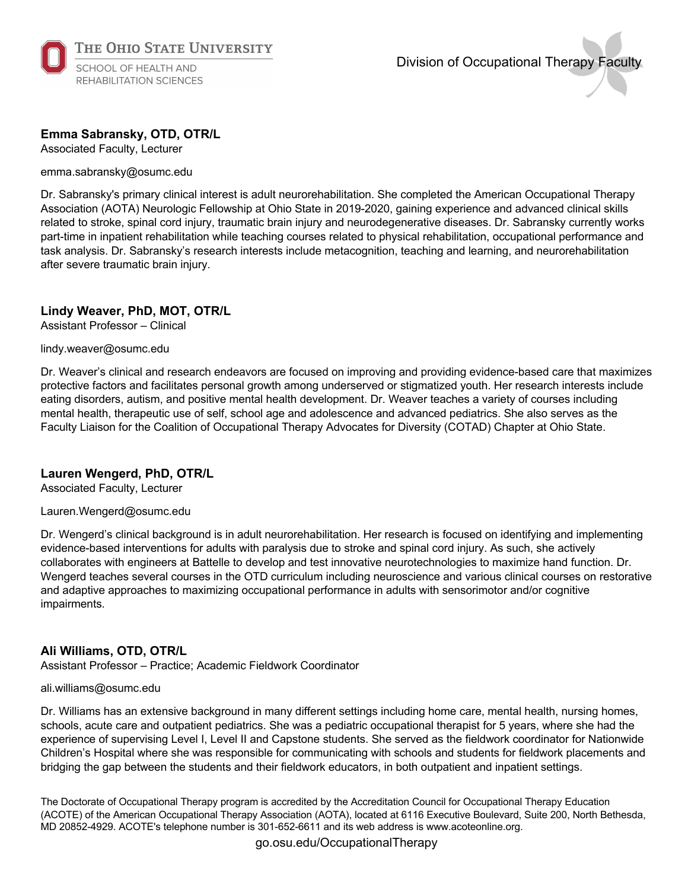**Emma Sabransky, OTD, OTR/L**
Associated Faculty, Lecturer

emma.sabransky@osumc.edu

Dr. Sabransky's primary clinical interest is adult neurorehabilitation. She completed the American Occupational Therapy Association (AOTA) Neurologic Fellowship at Ohio State in 2019-2020, gaining experience and advanced clinical skills related to stroke, spinal cord injury, traumatic brain injury and neurodegenerative diseases. Dr. Sabransky currently works part-time in inpatient rehabilitation while teaching courses related to physical rehabilitation, occupational performance and task analysis. Dr. Sabransky's research interests include metacognition, teaching and learning, and neurorehabilitation after severe traumatic brain injury.

**Lindy Weaver, PhD, MOT, OTR/L**
Assistant Professor – Clinical

lindy.weaver@osumc.edu

Dr. Weaver's clinical and research endeavors are focused on improving and providing evidence-based care that maximizes protective factors and facilitates personal growth among underserved or stigmatized youth. Her research interests include eating disorders, autism, and positive mental health development. Dr. Weaver teaches a variety of courses including mental health, therapeutic use of self, school age and adolescence and advanced pediatrics. She also serves as the Faculty Liaison for the Coalition of Occupational Therapy Advocates for Diversity (COTAD) Chapter at Ohio State.

**Lauren Wengerd, PhD, OTR/L**
Associated Faculty, Lecturer

Lauren.Wengerd@osumc.edu

Dr. Wengerd's clinical background is in adult neurorehabilitation. Her research is focused on identifying and implementing evidence-based interventions for adults with paralysis due to stroke and spinal cord injury. As such, she actively collaborates with engineers at Battelle to develop and test innovative neurotechnologies to maximize hand function. Dr. Wengerd teaches several courses in the OTD curriculum including neuroscience and various clinical courses on restorative and adaptive approaches to maximizing occupational performance in adults with sensorimotor and/or cognitive impairments.

**Ali Williams, OTD, OTR/L**
Assistant Professor – Practice; Academic Fieldwork Coordinator

ali.williams@osumc.edu

Dr. Williams has an extensive background in many different settings including home care, mental health, nursing homes, schools, acute care and outpatient pediatrics. She was a pediatric occupational therapist for 5 years, where she had the experience of supervising Level I, Level II and Capstone students. She served as the fieldwork coordinator for Nationwide Children's Hospital where she was responsible for communicating with schools and students for fieldwork placements and bridging the gap between the students and their fieldwork educators, in both outpatient and inpatient settings.